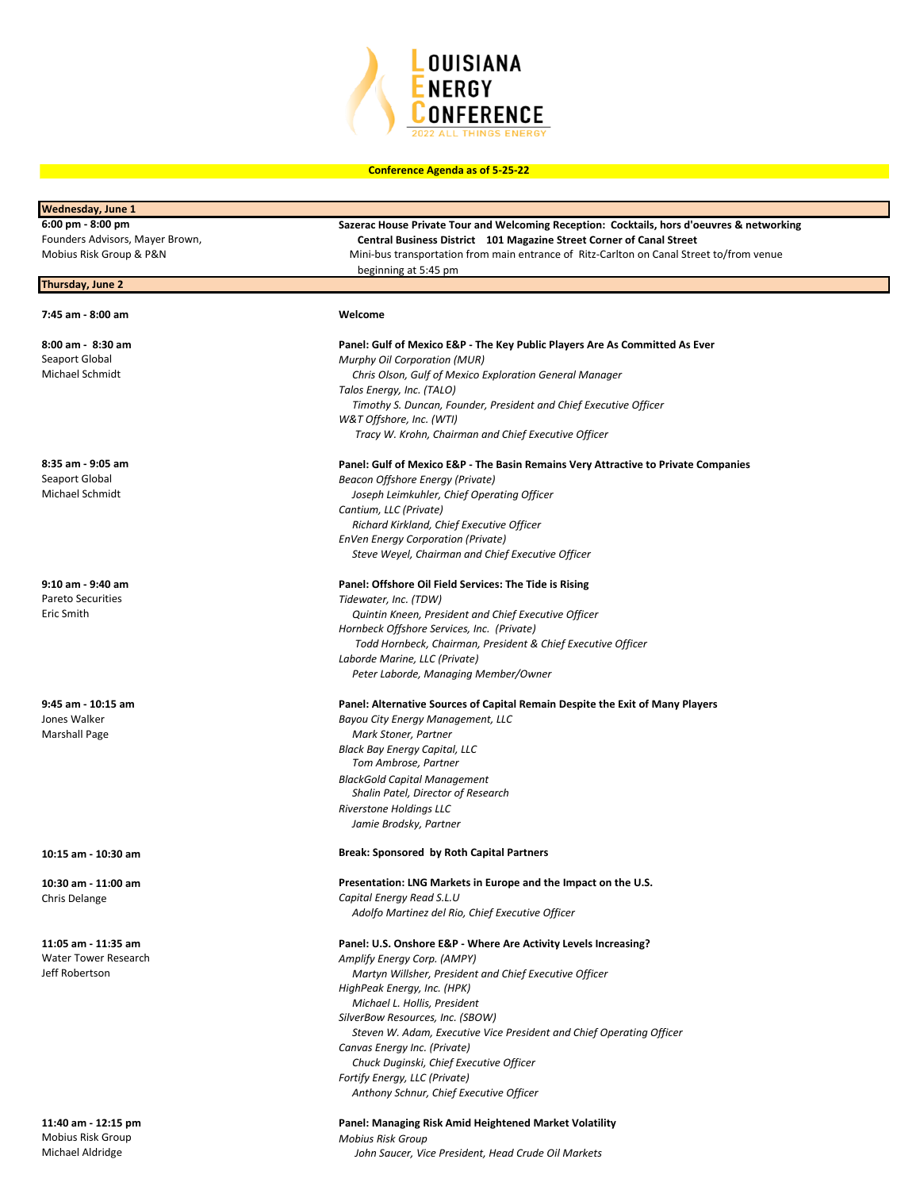# LOUISIANA ENERGY CONFERENCE

2022 ALL THINGS ENERGY

**Conference Agenda as of 5-25-22**

## Wednesday, June 1

**6:00 pm - 8:00 pm**
Founders Advisors, Mayer Brown, Mobius Risk Group & P&N

**Sazerac House Private Tour and Welcoming Reception: Cocktails, hors d'oeuvres & networking**
**Central Business District 101 Magazine Street Corner of Canal Street**
Mini-bus transportation from main entrance of Ritz-Carlton on Canal Street to/from venue beginning at 5:45 pm

## Thursday, June 2

**7:45 am - 8:00 am**

**Welcome**

**8:00 am - 8:30 am**
Seaport Global
Michael Schmidt

**Panel: Gulf of Mexico E&P - The Key Public Players Are As Committed As Ever**
*Murphy Oil Corporation (MUR)*
*Chris Olson, Gulf of Mexico Exploration General Manager*
*Talos Energy, Inc. (TALO)*
*Timothy S. Duncan, Founder, President and Chief Executive Officer*
*W&T Offshore, Inc. (WTI)*
*Tracy W. Krohn, Chairman and Chief Executive Officer*

**8:35 am - 9:05 am**
Seaport Global
Michael Schmidt

**Panel: Gulf of Mexico E&P - The Basin Remains Very Attractive to Private Companies**
*Beacon Offshore Energy (Private)*
*Joseph Leimkuhler, Chief Operating Officer*
*Cantium, LLC (Private)*
*Richard Kirkland, Chief Executive Officer*
*EnVen Energy Corporation (Private)*
*Steve Weyel, Chairman and Chief Executive Officer*

**9:10 am - 9:40 am**
Pareto Securities
Eric Smith

**Panel: Offshore Oil Field Services: The Tide is Rising**
*Tidewater, Inc. (TDW)*
*Quintin Kneen, President and Chief Executive Officer*
*Hornbeck Offshore Services, Inc. (Private)*
*Todd Hornbeck, Chairman, President & Chief Executive Officer*
*Laborde Marine, LLC (Private)*
*Peter Laborde, Managing Member/Owner*

**9:45 am - 10:15 am**
Jones Walker
Marshall Page

**Panel: Alternative Sources of Capital Remain Despite the Exit of Many Players**
*Bayou City Energy Management, LLC*
*Mark Stoner, Partner*
*Black Bay Energy Capital, LLC*
*Tom Ambrose, Partner*
*BlackGold Capital Management*
*Shalin Patel, Director of Research*
*Riverstone Holdings LLC*
*Jamie Brodsky, Partner*

**10:15 am - 10:30 am**

**Break: Sponsored by Roth Capital Partners**

**10:30 am - 11:00 am**
Chris Delange

**Presentation: LNG Markets in Europe and the Impact on the U.S.**
*Capital Energy Read S.L.U*
*Adolfo Martinez del Rio, Chief Executive Officer*

**11:05 am - 11:35 am**
Water Tower Research
Jeff Robertson

**Panel: U.S. Onshore E&P - Where Are Activity Levels Increasing?**
*Amplify Energy Corp. (AMPY)*
*Martyn Willsher, President and Chief Executive Officer*
*HighPeak Energy, Inc. (HPK)*
*Michael L. Hollis, President*
*SilverBow Resources, Inc. (SBOW)*
*Steven W. Adam, Executive Vice President and Chief Operating Officer*
*Canvas Energy Inc. (Private)*
*Chuck Duginski, Chief Executive Officer*
*Fortify Energy, LLC (Private)*
*Anthony Schnur, Chief Executive Officer*

**11:40 am - 12:15 pm**
Mobius Risk Group
Michael Aldridge

**Panel: Managing Risk Amid Heightened Market Volatility**
*Mobius Risk Group*
*John Saucer, Vice President, Head Crude Oil Markets*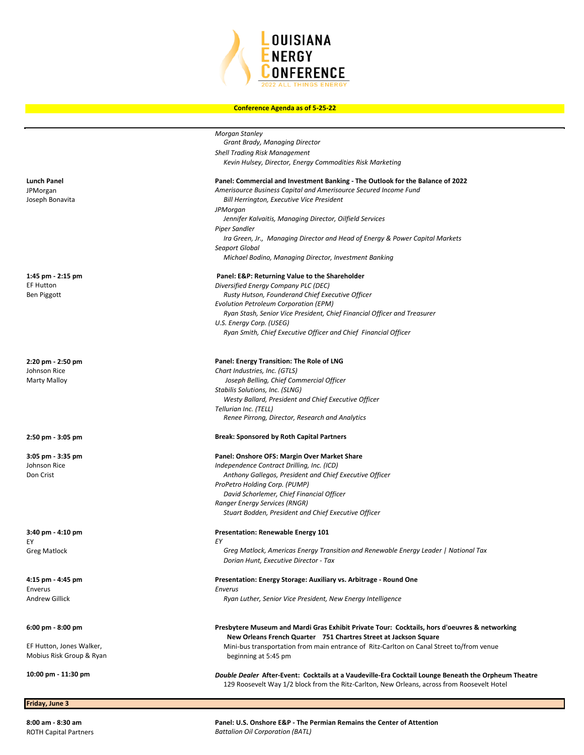# LOUISIANA ENERGY CONFERENCE

2022 ALL THINGS ENERGY

**Conference Agenda as of 5-25-22**

| | |
|---|---|
| | *Morgan Stanley* |
| | *Grant Brady, Managing Director* |
| | *Shell Trading Risk Management* |
| | *Kevin Hulsey, Director, Energy Commodities Risk Marketing* |
| **Lunch Panel** | **Panel: Commercial and Investment Banking - The Outlook for the Balance of 2022** |
| JPMorgan | *Amerisource Business Capital and Amerisource Secured Income Fund* |
| Joseph Bonavita | *Bill Herrington, Executive Vice President* |
| | *JPMorgan* |
| | *Jennifer Kalvaitis, Managing Director, Oilfield Services* |
| | *Piper Sandler* |
| | *Ira Green, Jr., Managing Director and Head of Energy & Power Capital Markets* |
| | *Seaport Global* |
| | *Michael Bodino, Managing Director, Investment Banking* |
| **1:45 pm - 2:15 pm** | **Panel: E&P: Returning Value to the Shareholder** |
| EF Hutton | *Diversified Energy Company PLC (DEC)* |
| Ben Piggott | *Rusty Hutson, Founderand Chief Executive Officer* |
| | *Evolution Petroleum Corporation (EPM)* |
| | *Ryan Stash, Senior Vice President, Chief Financial Officer and Treasurer* |
| | *U.S. Energy Corp. (USEG)* |
| | *Ryan Smith, Chief Executive Officer and Chief Financial Officer* |
| **2:20 pm - 2:50 pm** | **Panel: Energy Transition: The Role of LNG** |
| Johnson Rice | *Chart Industries, Inc. (GTLS)* |
| Marty Malloy | *Joseph Belling, Chief Commercial Officer* |
| | *Stabilis Solutions, Inc. (SLNG)* |
| | *Westy Ballard, President and Chief Executive Officer* |
| | *Tellurian Inc. (TELL)* |
| | *Renee Pirrong, Director, Research and Analytics* |
| **2:50 pm - 3:05 pm** | **Break: Sponsored by Roth Capital Partners** |
| **3:05 pm - 3:35 pm** | **Panel: Onshore OFS: Margin Over Market Share** |
| Johnson Rice | *Independence Contract Drilling, Inc. (ICD)* |
| Don Crist | *Anthony Gallegos, President and Chief Executive Officer* |
| | *ProPetro Holding Corp. (PUMP)* |
| | *David Schorlemer, Chief Financial Officer* |
| | *Ranger Energy Services (RNGR)* |
| | *Stuart Bodden, President and Chief Executive Officer* |
| **3:40 pm - 4:10 pm** | **Presentation: Renewable Energy 101** |
| EY | *EY* |
| Greg Matlock | *Greg Matlock, Americas Energy Transition and Renewable Energy Leader \| National Tax* |
| | *Dorian Hunt, Executive Director - Tax* |
| **4:15 pm - 4:45 pm** | **Presentation: Energy Storage: Auxiliary vs. Arbitrage - Round One** |
| Enverus | *Enverus* |
| Andrew Gillick | *Ryan Luther, Senior Vice President, New Energy Intelligence* |
| **6:00 pm - 8:00 pm** | **Presbytere Museum and Mardi Gras Exhibit Private Tour: Cocktails, hors d'oeuvres & networking** |
| | **New Orleans French Quarter 751 Chartres Street at Jackson Square** |
| EF Hutton, Jones Walker, | Mini-bus transportation from main entrance of Ritz-Carlton on Canal Street to/from venue |
| Mobius Risk Group & Ryan | beginning at 5:45 pm |
| **10:00 pm - 11:30 pm** | ***Double Dealer* After-Event: Cocktails at a Vaudeville-Era Cocktail Lounge Beneath the Orpheum Theatre** |
| | 129 Roosevelt Way 1/2 block from the Ritz-Carlton, New Orleans, across from Roosevelt Hotel |

**Friday, June 3**

| | |
|---|---|
| **8:00 am - 8:30 am** | **Panel: U.S. Onshore E&P - The Permian Remains the Center of Attention** |
| ROTH Capital Partners | *Battalion Oil Corporation (BATL)* |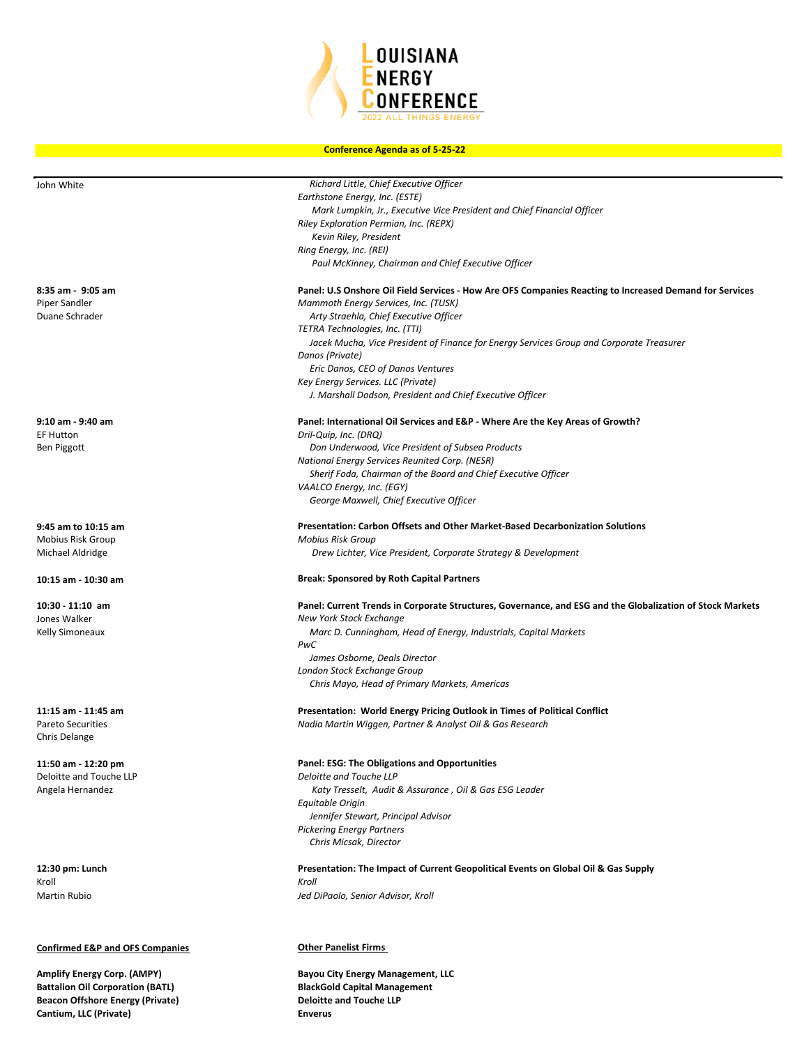# LOUISIANA ENERGY CONFERENCE

2022 ALL THINGS ENERGY

**Conference Agenda as of 5-25-22**

| | |
|---|---|
| John White | *Richard Little, Chief Executive Officer*<br>*Earthstone Energy, Inc. (ESTE)*<br>*Mark Lumpkin, Jr., Executive Vice President and Chief Financial Officer*<br>*Riley Exploration Permian, Inc. (REPX)*<br>*Kevin Riley, President*<br>*Ring Energy, Inc. (REI)*<br>*Paul McKinney, Chairman and Chief Executive Officer* |
| **8:35 am - 9:05 am**<br>Piper Sandler<br>Duane Schrader | **Panel: U.S Onshore Oil Field Services - How Are OFS Companies Reacting to Increased Demand for Services**<br>*Mammoth Energy Services, Inc. (TUSK)*<br>*Arty Straehla, Chief Executive Officer*<br>*TETRA Technologies, Inc. (TTI)*<br>*Jacek Mucha, Vice President of Finance for Energy Services Group and Corporate Treasurer*<br>*Danos (Private)*<br>*Eric Danos, CEO of Danos Ventures*<br>*Key Energy Services. LLC (Private)*<br>*J. Marshall Dodson, President and Chief Executive Officer* |
| **9:10 am - 9:40 am**<br>EF Hutton<br>Ben Piggott | **Panel: International Oil Services and E&P - Where Are the Key Areas of Growth?**<br>*Dril-Quip, Inc. (DRQ)*<br>*Don Underwood, Vice President of Subsea Products*<br>*National Energy Services Reunited Corp. (NESR)*<br>*Sherif Foda, Chairman of the Board and Chief Executive Officer*<br>*VAALCO Energy, Inc. (EGY)*<br>*George Maxwell, Chief Executive Officer* |
| **9:45 am to 10:15 am**<br>Mobius Risk Group<br>Michael Aldridge | **Presentation: Carbon Offsets and Other Market-Based Decarbonization Solutions**<br>*Mobius Risk Group*<br>*Drew Lichter, Vice President, Corporate Strategy & Development* |
| **10:15 am - 10:30 am** | **Break: Sponsored by Roth Capital Partners** |
| **10:30 - 11:10 am**<br>Jones Walker<br>Kelly Simoneaux | **Panel: Current Trends in Corporate Structures, Governance, and ESG and the Globalization of Stock Markets**<br>*New York Stock Exchange*<br>*Marc D. Cunningham, Head of Energy, Industrials, Capital Markets*<br>*PwC*<br>*James Osborne, Deals Director*<br>*London Stock Exchange Group*<br>*Chris Mayo, Head of Primary Markets, Americas* |
| **11:15 am - 11:45 am**<br>Pareto Securities<br>Chris Delange | **Presentation: World Energy Pricing Outlook in Times of Political Conflict**<br>*Nadia Martin Wiggen, Partner & Analyst Oil & Gas Research* |
| **11:50 am - 12:20 pm**<br>Deloitte and Touche LLP<br>Angela Hernandez | **Panel: ESG: The Obligations and Opportunities**<br>*Deloitte and Touche LLP*<br>*Katy Tresselt, Audit & Assurance , Oil & Gas ESG Leader*<br>*Equitable Origin*<br>*Jennifer Stewart, Principal Advisor*<br>*Pickering Energy Partners*<br>*Chris Micsak, Director* |
| **12:30 pm: Lunch**<br>Kroll<br>Martin Rubio | **Presentation: The Impact of Current Geopolitical Events on Global Oil & Gas Supply**<br>*Kroll*<br>*Jed DiPaolo, Senior Advisor, Kroll* |

| **Confirmed E&P and OFS Companies** | **Other Panelist Firms** |
|---|---|
| **Amplify Energy Corp. (AMPY)** | **Bayou City Energy Management, LLC** |
| **Battalion Oil Corporation (BATL)** | **BlackGold Capital Management** |
| **Beacon Offshore Energy (Private)** | **Deloitte and Touche LLP** |
| **Cantium, LLC (Private)** | **Enverus** |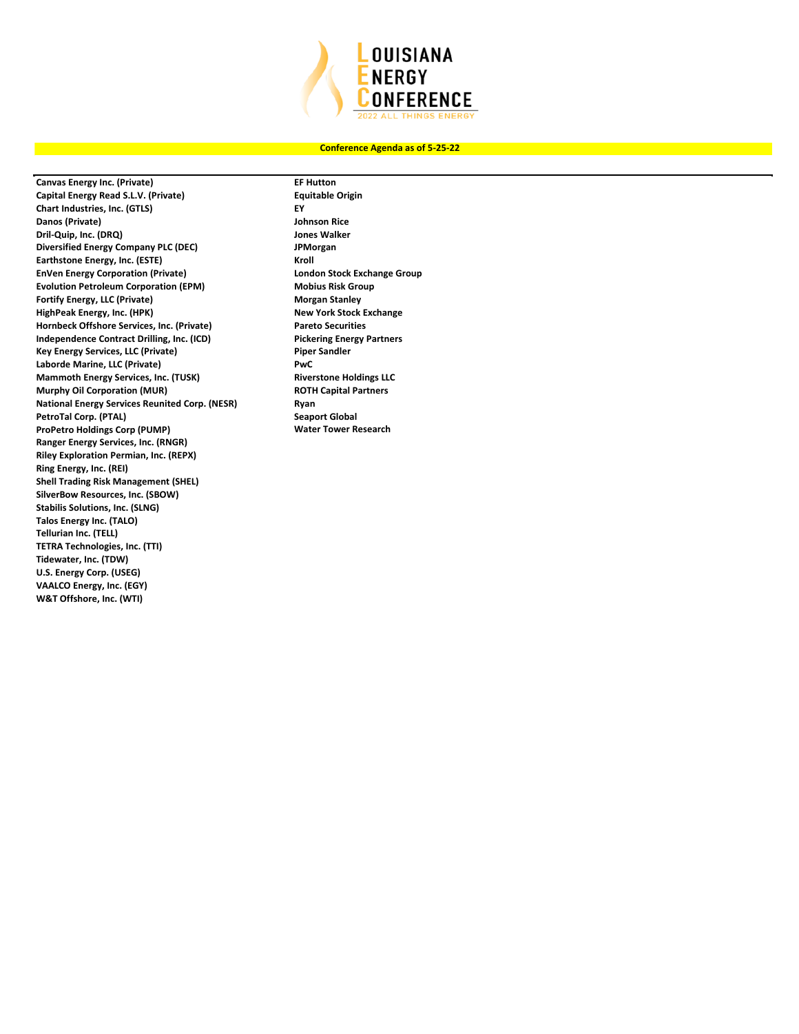# LOUISIANA ENERGY CONFERENCE

2022 ALL THINGS ENERGY

**Conference Agenda as of 5-25-22**

**Canvas Energy Inc. (Private)**
**Capital Energy Read S.L.V. (Private)**
**Chart Industries, Inc. (GTLS)**
**Danos (Private)**
**Dril-Quip, Inc. (DRQ)**
**Diversified Energy Company PLC (DEC)**
**Earthstone Energy, Inc. (ESTE)**
**EnVen Energy Corporation (Private)**
**Evolution Petroleum Corporation (EPM)**
**Fortify Energy, LLC (Private)**
**HighPeak Energy, Inc. (HPK)**
**Hornbeck Offshore Services, Inc. (Private)**
**Independence Contract Drilling, Inc. (ICD)**
**Key Energy Services, LLC (Private)**
**Laborde Marine, LLC (Private)**
**Mammoth Energy Services, Inc. (TUSK)**
**Murphy Oil Corporation (MUR)**
**National Energy Services Reunited Corp. (NESR)**
**PetroTal Corp. (PTAL)**
**ProPetro Holdings Corp (PUMP)**
**Ranger Energy Services, Inc. (RNGR)**
**Riley Exploration Permian, Inc. (REPX)**
**Ring Energy, Inc. (REI)**
**Shell Trading Risk Management (SHEL)**
**SilverBow Resources, Inc. (SBOW)**
**Stabilis Solutions, Inc. (SLNG)**
**Talos Energy Inc. (TALO)**
**Tellurian Inc. (TELL)**
**TETRA Technologies, Inc. (TTI)**
**Tidewater, Inc. (TDW)**
**U.S. Energy Corp. (USEG)**
**VAALCO Energy, Inc. (EGY)**
**W&T Offshore, Inc. (WTI)**

**EF Hutton**
**Equitable Origin**
**EY**
**Johnson Rice**
**Jones Walker**
**JPMorgan**
**Kroll**
**London Stock Exchange Group**
**Mobius Risk Group**
**Morgan Stanley**
**New York Stock Exchange**
**Pareto Securities**
**Pickering Energy Partners**
**Piper Sandler**
**PwC**
**Riverstone Holdings LLC**
**ROTH Capital Partners**
**Ryan**
**Seaport Global**
**Water Tower Research**